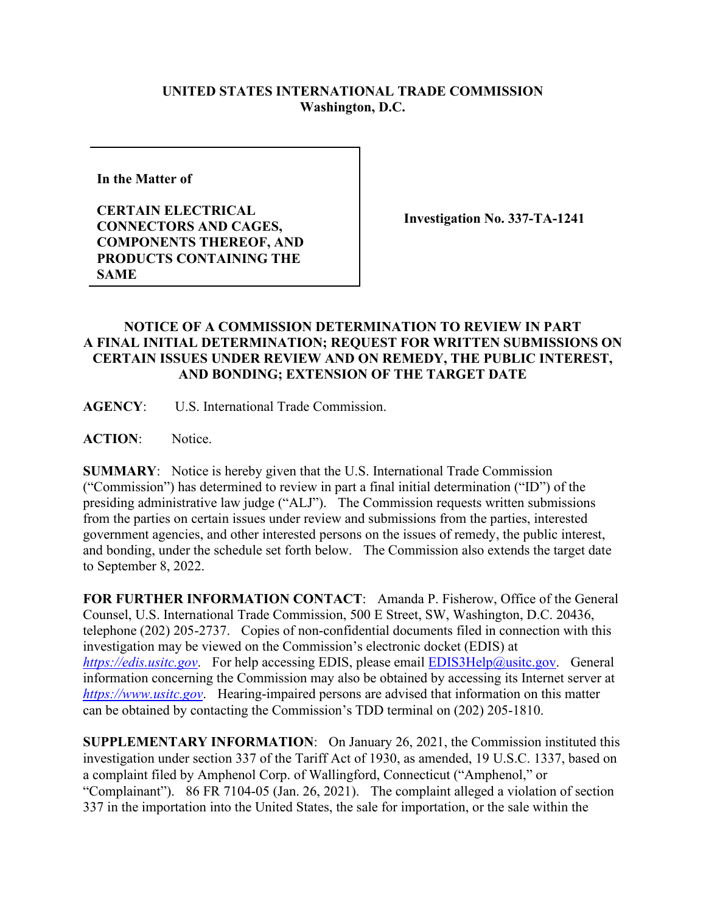**UNITED STATES INTERNATIONAL TRADE COMMISSION**
**Washington, D.C.**

| In the Matter of<br><br>**CERTAIN ELECTRICAL CONNECTORS AND CAGES, COMPONENTS THEREOF, AND PRODUCTS CONTAINING THE SAME** | **Investigation No. 337-TA-1241** |
|---|---|

## NOTICE OF A COMMISSION DETERMINATION TO REVIEW IN PART A FINAL INITIAL DETERMINATION; REQUEST FOR WRITTEN SUBMISSIONS ON CERTAIN ISSUES UNDER REVIEW AND ON REMEDY, THE PUBLIC INTEREST, AND BONDING; EXTENSION OF THE TARGET DATE

**AGENCY**: U.S. International Trade Commission.

**ACTION**: Notice.

**SUMMARY**: Notice is hereby given that the U.S. International Trade Commission ("Commission") has determined to review in part a final initial determination ("ID") of the presiding administrative law judge ("ALJ"). The Commission requests written submissions from the parties on certain issues under review and submissions from the parties, interested government agencies, and other interested persons on the issues of remedy, the public interest, and bonding, under the schedule set forth below. The Commission also extends the target date to September 8, 2022.

**FOR FURTHER INFORMATION CONTACT**: Amanda P. Fisherow, Office of the General Counsel, U.S. International Trade Commission, 500 E Street, SW, Washington, D.C. 20436, telephone (202) 205-2737. Copies of non-confidential documents filed in connection with this investigation may be viewed on the Commission's electronic docket (EDIS) at *https://edis.usitc.gov*. For help accessing EDIS, please email EDIS3Help@usitc.gov. General information concerning the Commission may also be obtained by accessing its Internet server at *https://www.usitc.gov*. Hearing-impaired persons are advised that information on this matter can be obtained by contacting the Commission's TDD terminal on (202) 205-1810.

**SUPPLEMENTARY INFORMATION**: On January 26, 2021, the Commission instituted this investigation under section 337 of the Tariff Act of 1930, as amended, 19 U.S.C. 1337, based on a complaint filed by Amphenol Corp. of Wallingford, Connecticut ("Amphenol," or "Complainant"). 86 FR 7104-05 (Jan. 26, 2021). The complaint alleged a violation of section 337 in the importation into the United States, the sale for importation, or the sale within the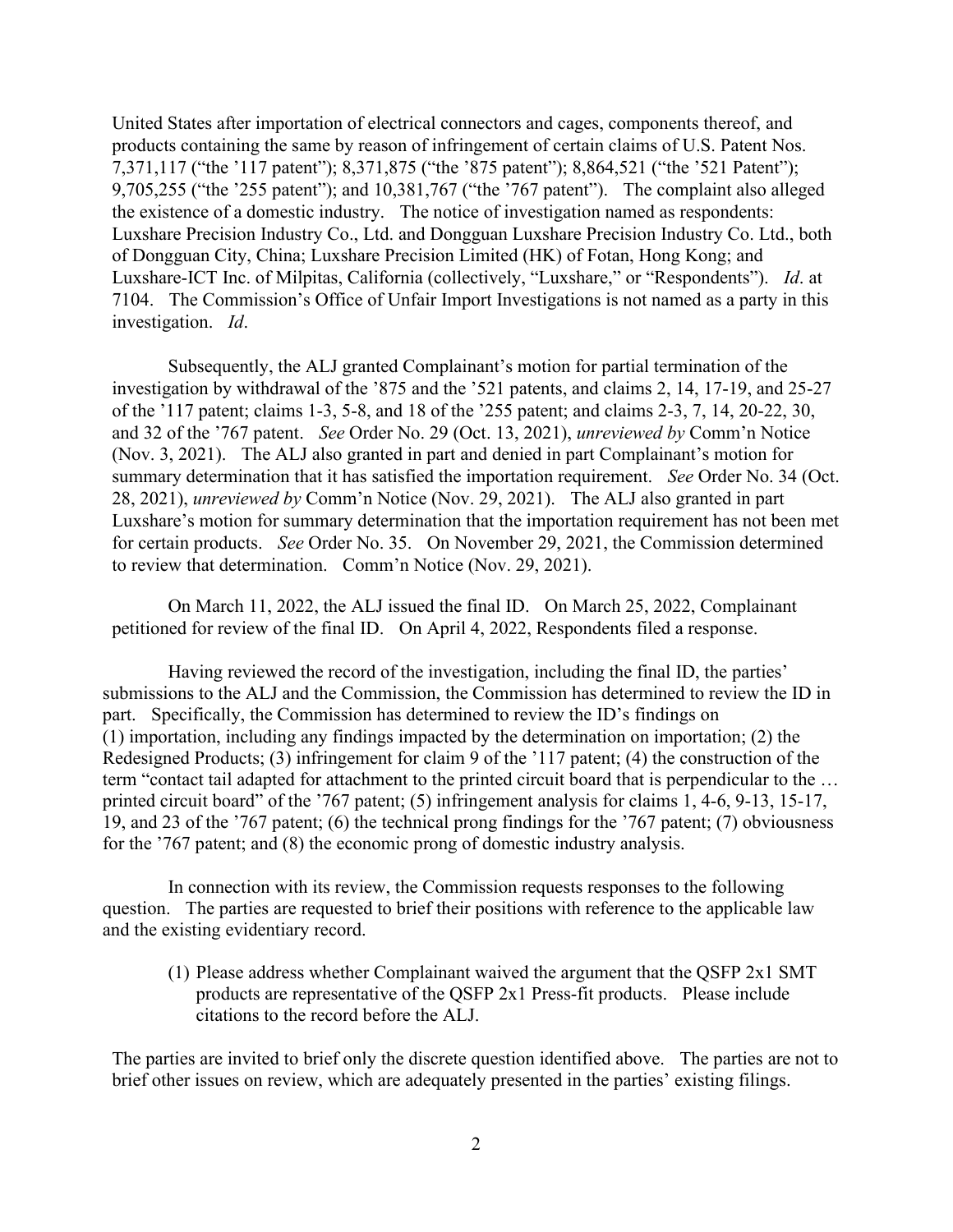United States after importation of electrical connectors and cages, components thereof, and products containing the same by reason of infringement of certain claims of U.S. Patent Nos. 7,371,117 ("the '117 patent"); 8,371,875 ("the '875 patent"); 8,864,521 ("the '521 Patent"); 9,705,255 ("the '255 patent"); and 10,381,767 ("the '767 patent"). The complaint also alleged the existence of a domestic industry. The notice of investigation named as respondents: Luxshare Precision Industry Co., Ltd. and Dongguan Luxshare Precision Industry Co. Ltd., both of Dongguan City, China; Luxshare Precision Limited (HK) of Fotan, Hong Kong; and Luxshare-ICT Inc. of Milpitas, California (collectively, "Luxshare," or "Respondents"). *Id*. at 7104. The Commission's Office of Unfair Import Investigations is not named as a party in this investigation. *Id*.

Subsequently, the ALJ granted Complainant's motion for partial termination of the investigation by withdrawal of the '875 and the '521 patents, and claims 2, 14, 17-19, and 25-27 of the '117 patent; claims 1-3, 5-8, and 18 of the '255 patent; and claims 2-3, 7, 14, 20-22, 30, and 32 of the '767 patent. *See* Order No. 29 (Oct. 13, 2021), *unreviewed by* Comm'n Notice (Nov. 3, 2021). The ALJ also granted in part and denied in part Complainant's motion for summary determination that it has satisfied the importation requirement. *See* Order No. 34 (Oct. 28, 2021), *unreviewed by* Comm'n Notice (Nov. 29, 2021). The ALJ also granted in part Luxshare's motion for summary determination that the importation requirement has not been met for certain products. *See* Order No. 35. On November 29, 2021, the Commission determined to review that determination. Comm'n Notice (Nov. 29, 2021).

On March 11, 2022, the ALJ issued the final ID. On March 25, 2022, Complainant petitioned for review of the final ID. On April 4, 2022, Respondents filed a response.

Having reviewed the record of the investigation, including the final ID, the parties' submissions to the ALJ and the Commission, the Commission has determined to review the ID in part. Specifically, the Commission has determined to review the ID's findings on (1) importation, including any findings impacted by the determination on importation; (2) the Redesigned Products; (3) infringement for claim 9 of the '117 patent; (4) the construction of the term "contact tail adapted for attachment to the printed circuit board that is perpendicular to the … printed circuit board" of the '767 patent; (5) infringement analysis for claims 1, 4-6, 9-13, 15-17, 19, and 23 of the '767 patent; (6) the technical prong findings for the '767 patent; (7) obviousness for the '767 patent; and (8) the economic prong of domestic industry analysis.

In connection with its review, the Commission requests responses to the following question. The parties are requested to brief their positions with reference to the applicable law and the existing evidentiary record.

(1) Please address whether Complainant waived the argument that the QSFP 2x1 SMT products are representative of the QSFP 2x1 Press-fit products. Please include citations to the record before the ALJ.

The parties are invited to brief only the discrete question identified above. The parties are not to brief other issues on review, which are adequately presented in the parties' existing filings.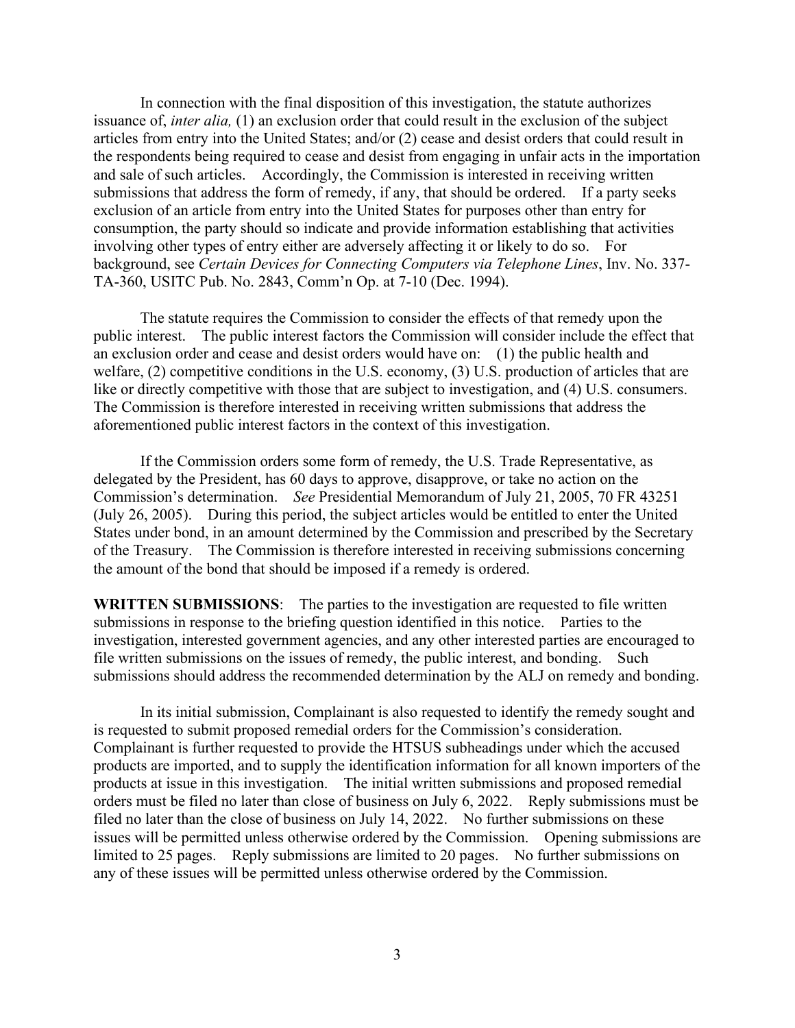In connection with the final disposition of this investigation, the statute authorizes issuance of, *inter alia,* (1) an exclusion order that could result in the exclusion of the subject articles from entry into the United States; and/or (2) cease and desist orders that could result in the respondents being required to cease and desist from engaging in unfair acts in the importation and sale of such articles. Accordingly, the Commission is interested in receiving written submissions that address the form of remedy, if any, that should be ordered. If a party seeks exclusion of an article from entry into the United States for purposes other than entry for consumption, the party should so indicate and provide information establishing that activities involving other types of entry either are adversely affecting it or likely to do so. For background, see *Certain Devices for Connecting Computers via Telephone Lines*, Inv. No. 337-TA-360, USITC Pub. No. 2843, Comm'n Op. at 7-10 (Dec. 1994).

The statute requires the Commission to consider the effects of that remedy upon the public interest. The public interest factors the Commission will consider include the effect that an exclusion order and cease and desist orders would have on: (1) the public health and welfare, (2) competitive conditions in the U.S. economy, (3) U.S. production of articles that are like or directly competitive with those that are subject to investigation, and (4) U.S. consumers. The Commission is therefore interested in receiving written submissions that address the aforementioned public interest factors in the context of this investigation.

If the Commission orders some form of remedy, the U.S. Trade Representative, as delegated by the President, has 60 days to approve, disapprove, or take no action on the Commission's determination. *See* Presidential Memorandum of July 21, 2005, 70 FR 43251 (July 26, 2005). During this period, the subject articles would be entitled to enter the United States under bond, in an amount determined by the Commission and prescribed by the Secretary of the Treasury. The Commission is therefore interested in receiving submissions concerning the amount of the bond that should be imposed if a remedy is ordered.

**WRITTEN SUBMISSIONS**: The parties to the investigation are requested to file written submissions in response to the briefing question identified in this notice. Parties to the investigation, interested government agencies, and any other interested parties are encouraged to file written submissions on the issues of remedy, the public interest, and bonding. Such submissions should address the recommended determination by the ALJ on remedy and bonding.

In its initial submission, Complainant is also requested to identify the remedy sought and is requested to submit proposed remedial orders for the Commission's consideration. Complainant is further requested to provide the HTSUS subheadings under which the accused products are imported, and to supply the identification information for all known importers of the products at issue in this investigation. The initial written submissions and proposed remedial orders must be filed no later than close of business on July 6, 2022. Reply submissions must be filed no later than the close of business on July 14, 2022. No further submissions on these issues will be permitted unless otherwise ordered by the Commission. Opening submissions are limited to 25 pages. Reply submissions are limited to 20 pages. No further submissions on any of these issues will be permitted unless otherwise ordered by the Commission.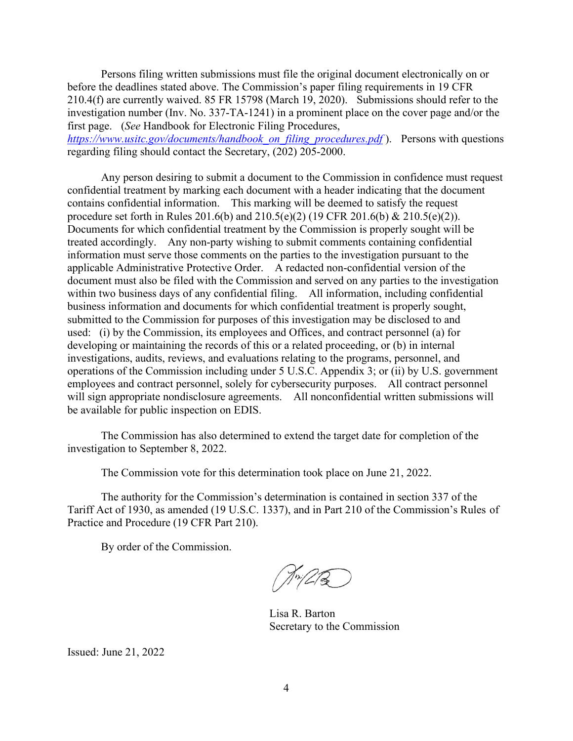Persons filing written submissions must file the original document electronically on or before the deadlines stated above. The Commission's paper filing requirements in 19 CFR 210.4(f) are currently waived. 85 FR 15798 (March 19, 2020). Submissions should refer to the investigation number (Inv. No. 337-TA-1241) in a prominent place on the cover page and/or the first page. (*See* Handbook for Electronic Filing Procedures, *https://www.usitc.gov/documents/handbook_on_filing_procedures.pdf* ). Persons with questions regarding filing should contact the Secretary, (202) 205-2000.

Any person desiring to submit a document to the Commission in confidence must request confidential treatment by marking each document with a header indicating that the document contains confidential information. This marking will be deemed to satisfy the request procedure set forth in Rules 201.6(b) and 210.5(e)(2) (19 CFR 201.6(b) & 210.5(e)(2)). Documents for which confidential treatment by the Commission is properly sought will be treated accordingly. Any non-party wishing to submit comments containing confidential information must serve those comments on the parties to the investigation pursuant to the applicable Administrative Protective Order. A redacted non-confidential version of the document must also be filed with the Commission and served on any parties to the investigation within two business days of any confidential filing. All information, including confidential business information and documents for which confidential treatment is properly sought, submitted to the Commission for purposes of this investigation may be disclosed to and used: (i) by the Commission, its employees and Offices, and contract personnel (a) for developing or maintaining the records of this or a related proceeding, or (b) in internal investigations, audits, reviews, and evaluations relating to the programs, personnel, and operations of the Commission including under 5 U.S.C. Appendix 3; or (ii) by U.S. government employees and contract personnel, solely for cybersecurity purposes. All contract personnel will sign appropriate nondisclosure agreements. All nonconfidential written submissions will be available for public inspection on EDIS.

The Commission has also determined to extend the target date for completion of the investigation to September 8, 2022.

The Commission vote for this determination took place on June 21, 2022.

The authority for the Commission's determination is contained in section 337 of the Tariff Act of 1930, as amended (19 U.S.C. 1337), and in Part 210 of the Commission's Rules of Practice and Procedure (19 CFR Part 210).

By order of the Commission.

Lisa R. Barton
Secretary to the Commission

Issued: June 21, 2022